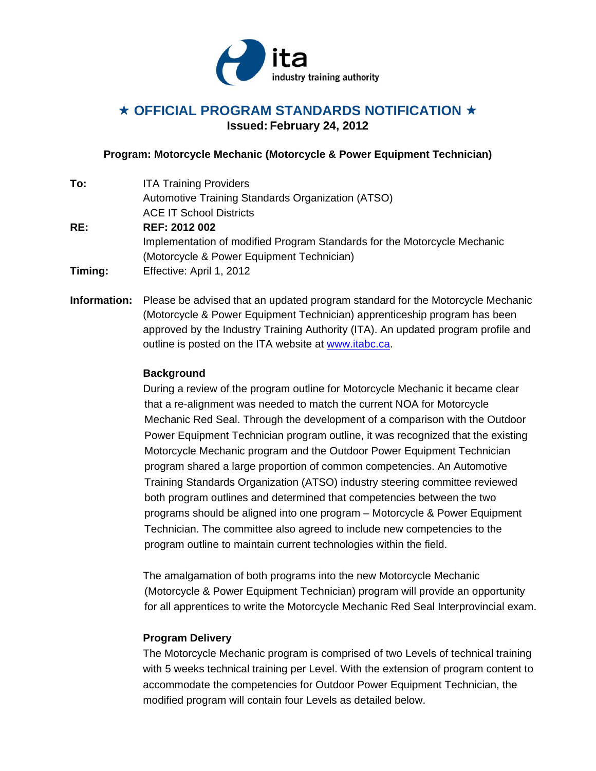ita
industry training authority

# ★ OFFICIAL PROGRAM STANDARDS NOTIFICATION ★

**Issued: February 24, 2012**

**Program: Motorcycle Mechanic (Motorcycle & Power Equipment Technician)**

**To:** ITA Training Providers
Automotive Training Standards Organization (ATSO)
ACE IT School Districts

**RE:** **REF: 2012 002**
Implementation of modified Program Standards for the Motorcycle Mechanic (Motorcycle & Power Equipment Technician)

**Timing:** Effective: April 1, 2012

**Information:** Please be advised that an updated program standard for the Motorcycle Mechanic (Motorcycle & Power Equipment Technician) apprenticeship program has been approved by the Industry Training Authority (ITA). An updated program profile and outline is posted on the ITA website at www.itabc.ca.

**Background**

During a review of the program outline for Motorcycle Mechanic it became clear that a re-alignment was needed to match the current NOA for Motorcycle Mechanic Red Seal. Through the development of a comparison with the Outdoor Power Equipment Technician program outline, it was recognized that the existing Motorcycle Mechanic program and the Outdoor Power Equipment Technician program shared a large proportion of common competencies. An Automotive Training Standards Organization (ATSO) industry steering committee reviewed both program outlines and determined that competencies between the two programs should be aligned into one program – Motorcycle & Power Equipment Technician. The committee also agreed to include new competencies to the program outline to maintain current technologies within the field.

The amalgamation of both programs into the new Motorcycle Mechanic (Motorcycle & Power Equipment Technician) program will provide an opportunity for all apprentices to write the Motorcycle Mechanic Red Seal Interprovincial exam.

**Program Delivery**

The Motorcycle Mechanic program is comprised of two Levels of technical training with 5 weeks technical training per Level. With the extension of program content to accommodate the competencies for Outdoor Power Equipment Technician, the modified program will contain four Levels as detailed below.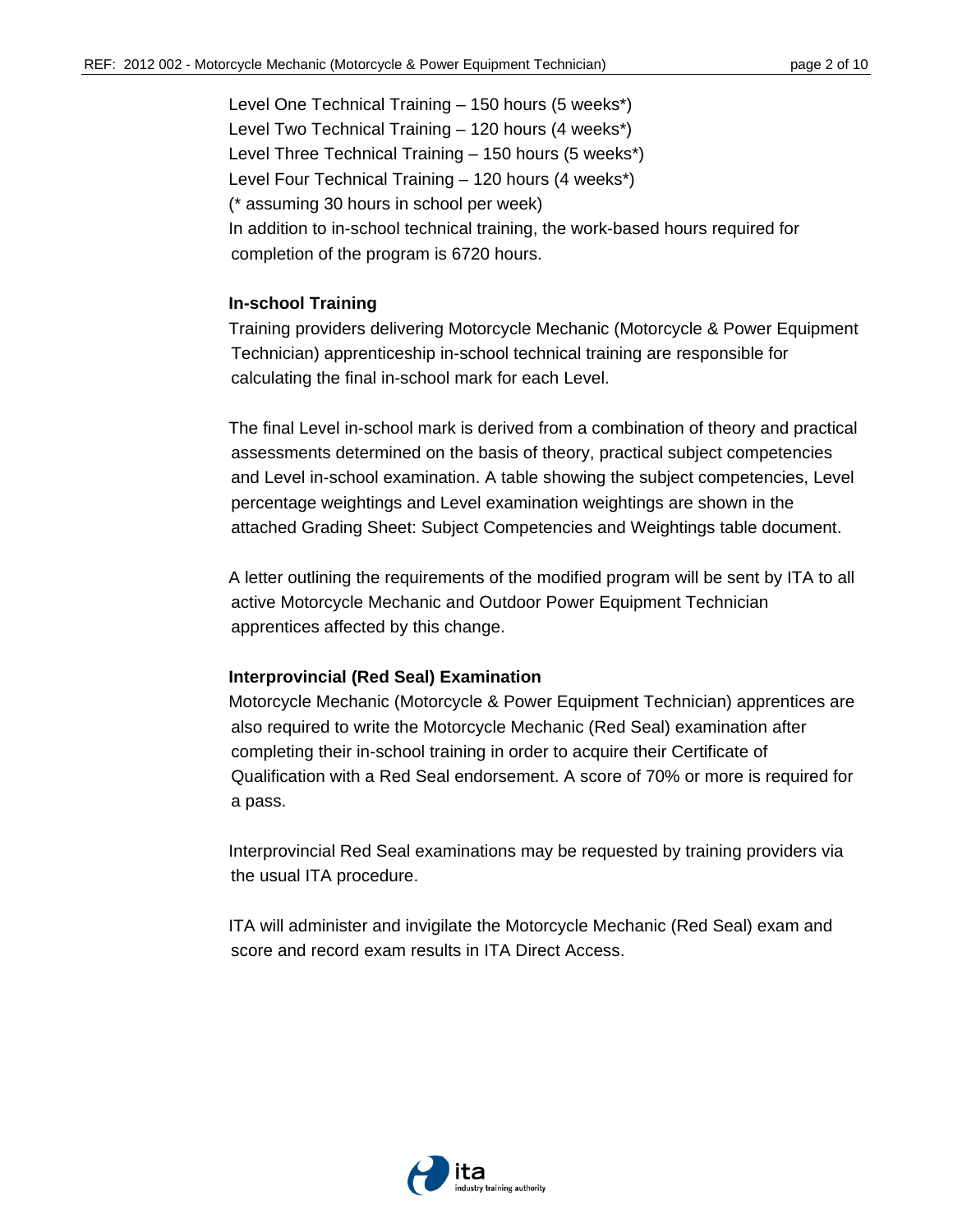Level One Technical Training – 150 hours (5 weeks*)
Level Two Technical Training – 120 hours (4 weeks*)
Level Three Technical Training – 150 hours (5 weeks*)
Level Four Technical Training – 120 hours (4 weeks*)
(* assuming 30 hours in school per week)
In addition to in-school technical training, the work-based hours required for completion of the program is 6720 hours.

**In-school Training**

Training providers delivering Motorcycle Mechanic (Motorcycle & Power Equipment Technician) apprenticeship in-school technical training are responsible for calculating the final in-school mark for each Level.

The final Level in-school mark is derived from a combination of theory and practical assessments determined on the basis of theory, practical subject competencies and Level in-school examination. A table showing the subject competencies, Level percentage weightings and Level examination weightings are shown in the attached Grading Sheet: Subject Competencies and Weightings table document.

A letter outlining the requirements of the modified program will be sent by ITA to all active Motorcycle Mechanic and Outdoor Power Equipment Technician apprentices affected by this change.

**Interprovincial (Red Seal) Examination**

Motorcycle Mechanic (Motorcycle & Power Equipment Technician) apprentices are also required to write the Motorcycle Mechanic (Red Seal) examination after completing their in-school training in order to acquire their Certificate of Qualification with a Red Seal endorsement. A score of 70% or more is required for a pass.

Interprovincial Red Seal examinations may be requested by training providers via the usual ITA procedure.

ITA will administer and invigilate the Motorcycle Mechanic (Red Seal) exam and score and record exam results in ITA Direct Access.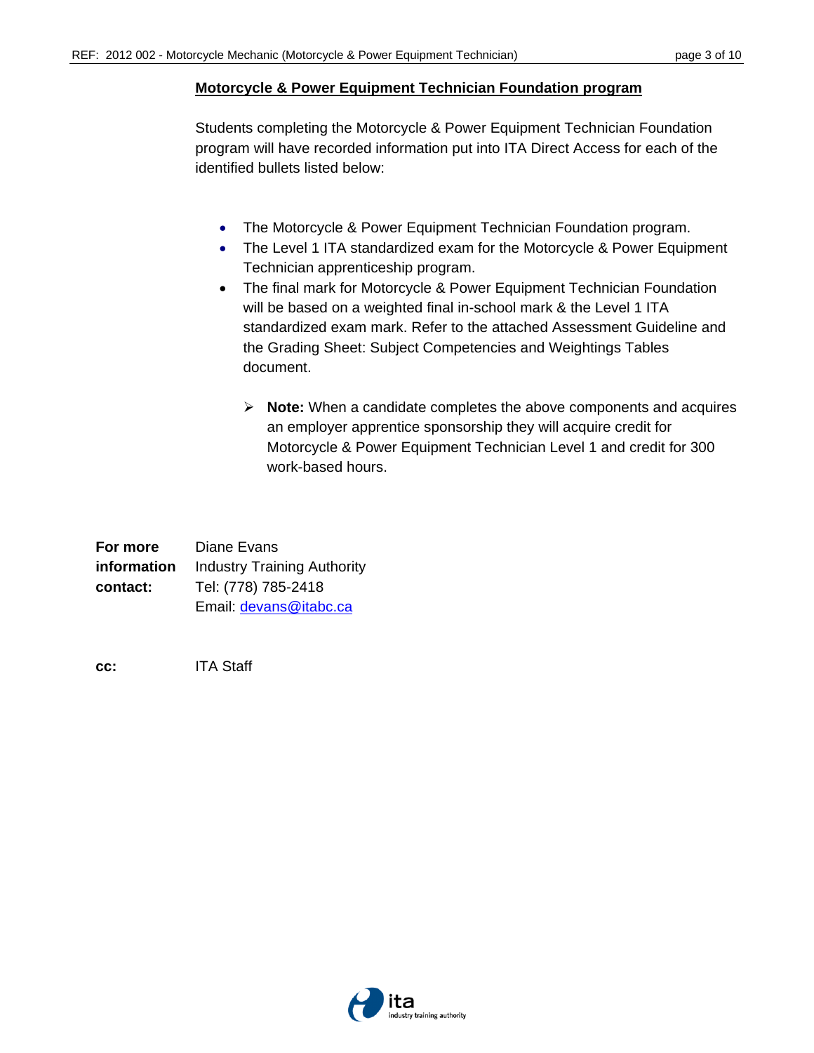**Motorcycle & Power Equipment Technician Foundation program**

Students completing the Motorcycle & Power Equipment Technician Foundation program will have recorded information put into ITA Direct Access for each of the identified bullets listed below:

- The Motorcycle & Power Equipment Technician Foundation program.
- The Level 1 ITA standardized exam for the Motorcycle & Power Equipment Technician apprenticeship program.
- The final mark for Motorcycle & Power Equipment Technician Foundation will be based on a weighted final in-school mark & the Level 1 ITA standardized exam mark. Refer to the attached Assessment Guideline and the Grading Sheet: Subject Competencies and Weightings Tables document.

    - **Note:** When a candidate completes the above components and acquires an employer apprentice sponsorship they will acquire credit for Motorcycle & Power Equipment Technician Level 1 and credit for 300 work-based hours.

**For more information contact:**

Diane Evans
Industry Training Authority
Tel: (778) 785-2418
Email: devans@itabc.ca

**cc:** ITA Staff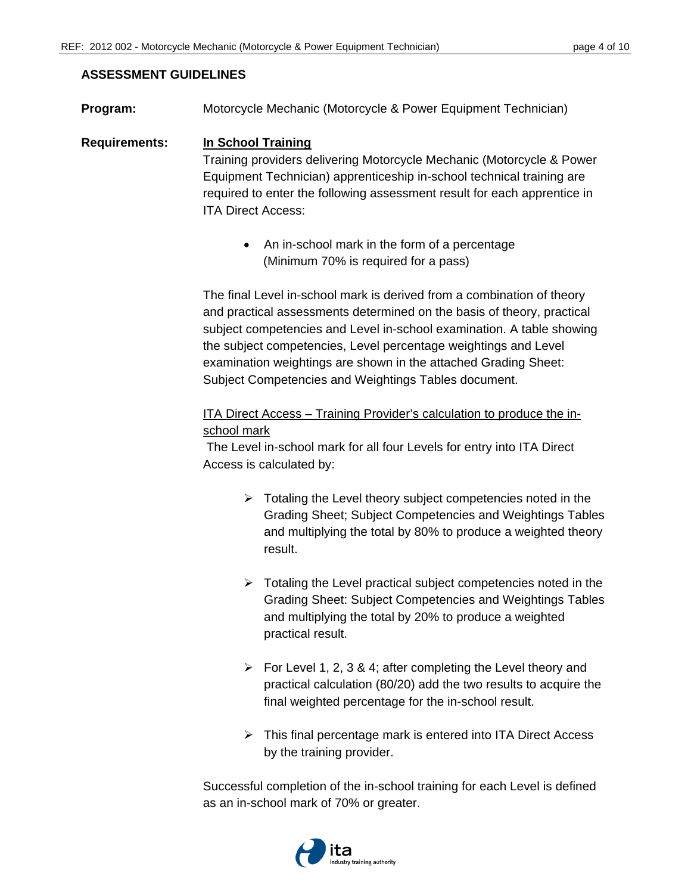## ASSESSMENT GUIDELINES

**Program:** Motorcycle Mechanic (Motorcycle & Power Equipment Technician)

**Requirements:**

**In School Training**

Training providers delivering Motorcycle Mechanic (Motorcycle & Power Equipment Technician) apprenticeship in-school technical training are required to enter the following assessment result for each apprentice in ITA Direct Access:

- An in-school mark in the form of a percentage (Minimum 70% is required for a pass)

The final Level in-school mark is derived from a combination of theory and practical assessments determined on the basis of theory, practical subject competencies and Level in-school examination. A table showing the subject competencies, Level percentage weightings and Level examination weightings are shown in the attached Grading Sheet: Subject Competencies and Weightings Tables document.

ITA Direct Access – Training Provider's calculation to produce the in-school mark

The Level in-school mark for all four Levels for entry into ITA Direct Access is calculated by:

- Totaling the Level theory subject competencies noted in the Grading Sheet; Subject Competencies and Weightings Tables and multiplying the total by 80% to produce a weighted theory result.
- Totaling the Level practical subject competencies noted in the Grading Sheet: Subject Competencies and Weightings Tables and multiplying the total by 20% to produce a weighted practical result.
- For Level 1, 2, 3 & 4; after completing the Level theory and practical calculation (80/20) add the two results to acquire the final weighted percentage for the in-school result.
- This final percentage mark is entered into ITA Direct Access by the training provider.

Successful completion of the in-school training for each Level is defined as an in-school mark of 70% or greater.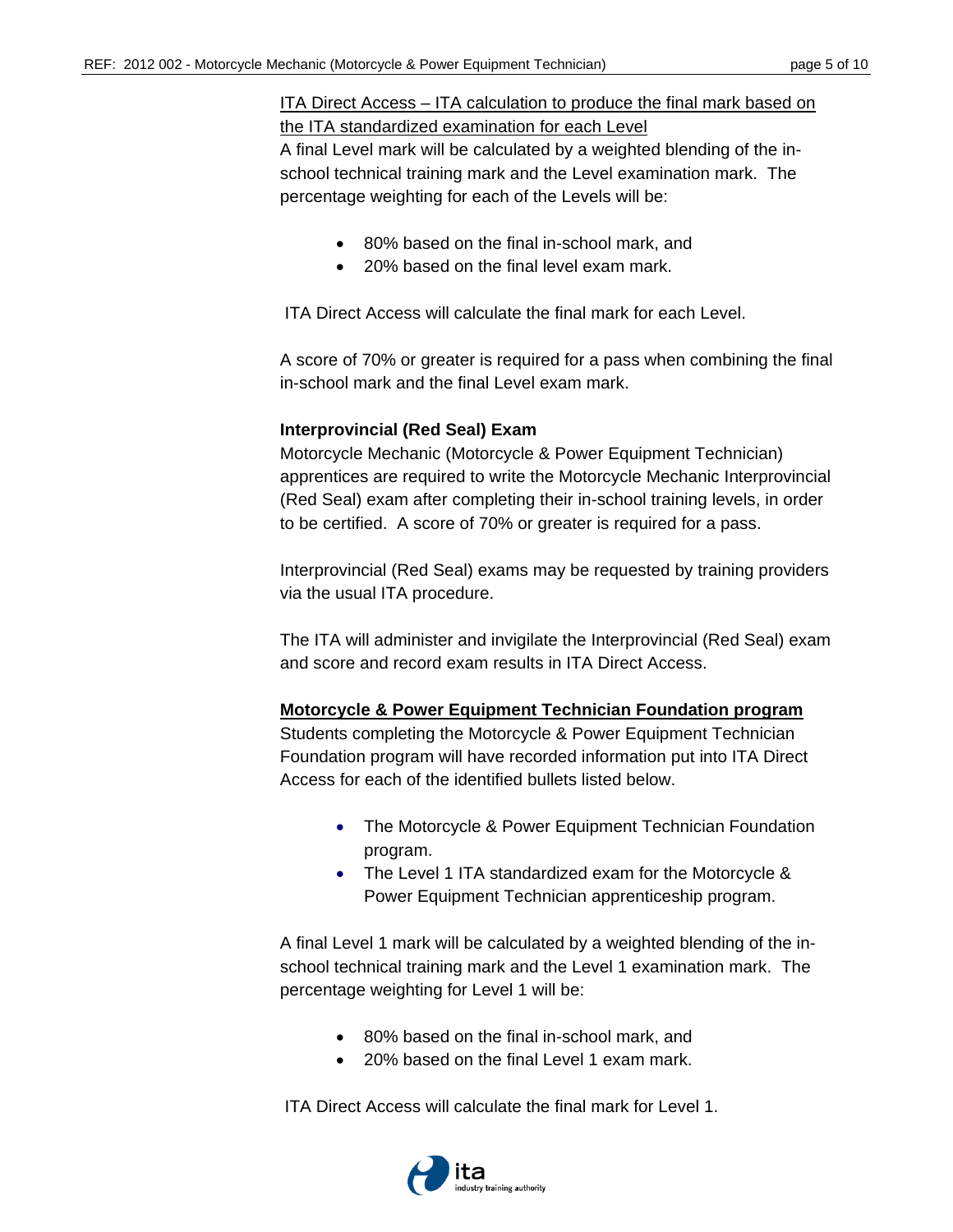ITA Direct Access – ITA calculation to produce the final mark based on the ITA standardized examination for each Level

A final Level mark will be calculated by a weighted blending of the in-school technical training mark and the Level examination mark. The percentage weighting for each of the Levels will be:

- 80% based on the final in-school mark, and
- 20% based on the final level exam mark.

ITA Direct Access will calculate the final mark for each Level.

A score of 70% or greater is required for a pass when combining the final in-school mark and the final Level exam mark.

**Interprovincial (Red Seal) Exam**

Motorcycle Mechanic (Motorcycle & Power Equipment Technician) apprentices are required to write the Motorcycle Mechanic Interprovincial (Red Seal) exam after completing their in-school training levels, in order to be certified. A score of 70% or greater is required for a pass.

Interprovincial (Red Seal) exams may be requested by training providers via the usual ITA procedure.

The ITA will administer and invigilate the Interprovincial (Red Seal) exam and score and record exam results in ITA Direct Access.

**Motorcycle & Power Equipment Technician Foundation program**

Students completing the Motorcycle & Power Equipment Technician Foundation program will have recorded information put into ITA Direct Access for each of the identified bullets listed below.

- The Motorcycle & Power Equipment Technician Foundation program.
- The Level 1 ITA standardized exam for the Motorcycle & Power Equipment Technician apprenticeship program.

A final Level 1 mark will be calculated by a weighted blending of the in-school technical training mark and the Level 1 examination mark. The percentage weighting for Level 1 will be:

- 80% based on the final in-school mark, and
- 20% based on the final Level 1 exam mark.

ITA Direct Access will calculate the final mark for Level 1.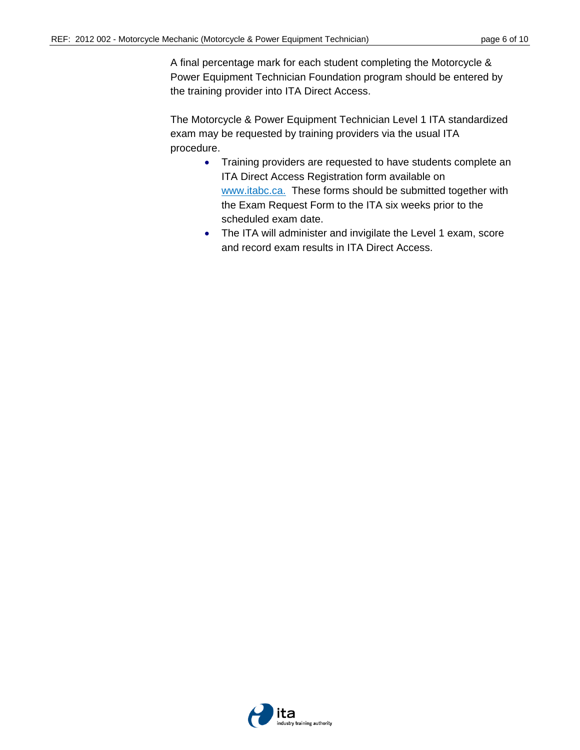A final percentage mark for each student completing the Motorcycle & Power Equipment Technician Foundation program should be entered by the training provider into ITA Direct Access.

The Motorcycle & Power Equipment Technician Level 1 ITA standardized exam may be requested by training providers via the usual ITA procedure.

- Training providers are requested to have students complete an ITA Direct Access Registration form available on www.itabc.ca. These forms should be submitted together with the Exam Request Form to the ITA six weeks prior to the scheduled exam date.
- The ITA will administer and invigilate the Level 1 exam, score and record exam results in ITA Direct Access.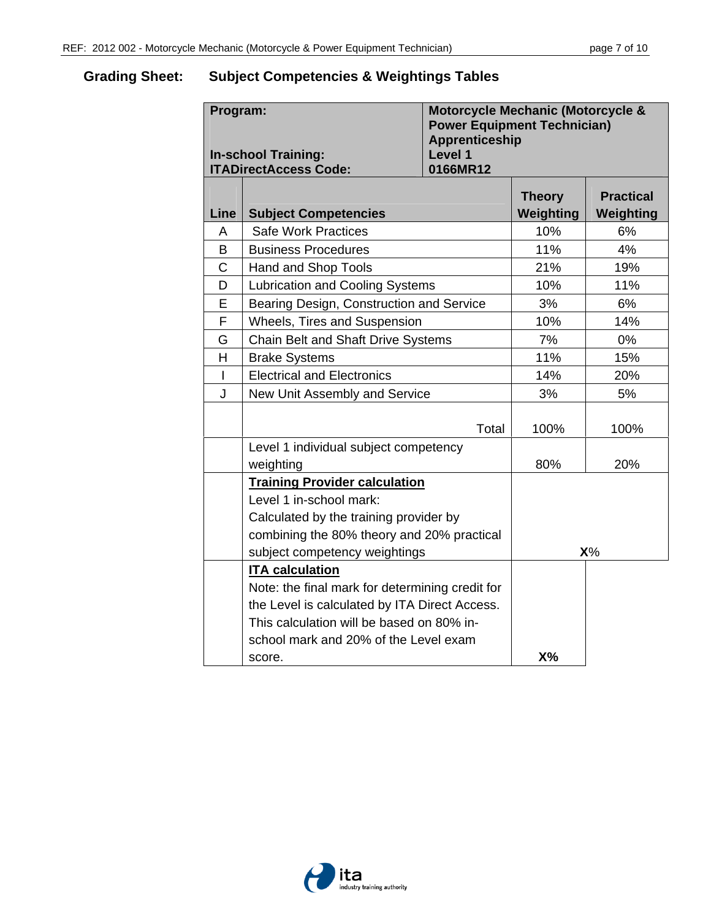## Grading Sheet: Subject Competencies & Weightings Tables

| Program: | | Motorcycle Mechanic (Motorcycle & Power Equipment Technician) Apprenticeship | |
|---|---|---|---|
| | **In-school Training:** | **Level 1** | |
| | **ITADirectAccess Code:** | **0166MR12** | |
| **Line** | **Subject Competencies** | **Theory Weighting** | **Practical Weighting** |
| A | Safe Work Practices | 10% | 6% |
| B | Business Procedures | 11% | 4% |
| C | Hand and Shop Tools | 21% | 19% |
| D | Lubrication and Cooling Systems | 10% | 11% |
| E | Bearing Design, Construction and Service | 3% | 6% |
| F | Wheels, Tires and Suspension | 10% | 14% |
| G | Chain Belt and Shaft Drive Systems | 7% | 0% |
| H | Brake Systems | 11% | 15% |
| I | Electrical and Electronics | 14% | 20% |
| J | New Unit Assembly and Service | 3% | 5% |
| | Total | 100% | 100% |
| | Level 1 individual subject competency weighting | 80% | 20% |
| | **Training Provider calculation** Level 1 in-school mark: Calculated by the training provider by combining the 80% theory and 20% practical subject competency weightings | **X**% | |
| | **ITA calculation** Note: the final mark for determining credit for the Level is calculated by ITA Direct Access. This calculation will be based on 80% in-school mark and 20% of the Level exam score. | **X%** | |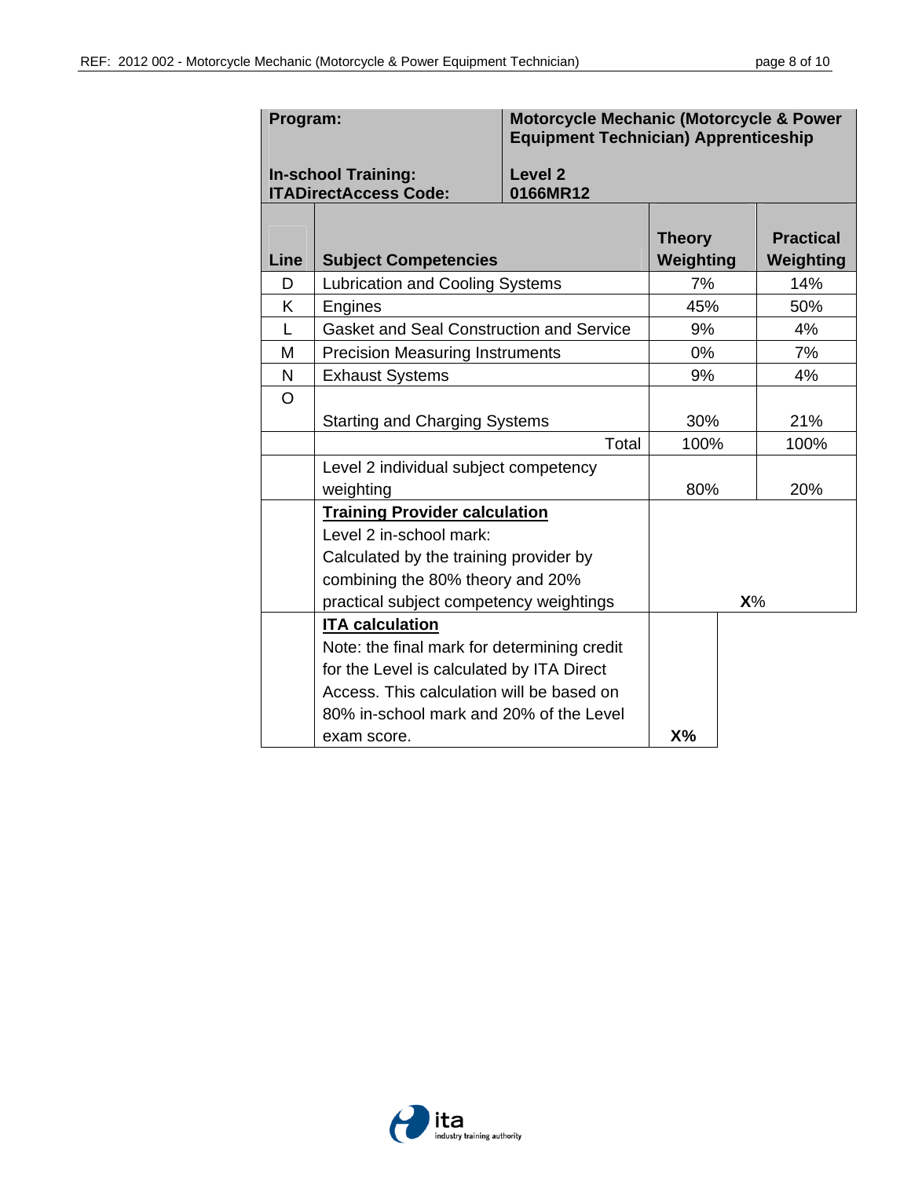| **Program:** | **Motorcycle Mechanic (Motorcycle & Power Equipment Technician) Apprenticeship** | | |
|---|---|---|---|
| **In-school Training:** **ITADirectAccess Code:** | **Level 2** **0166MR12** | | |
| **Line** | **Subject Competencies** | **Theory Weighting** | **Practical Weighting** |
| D | Lubrication and Cooling Systems | 7% | 14% |
| K | Engines | 45% | 50% |
| L | Gasket and Seal Construction and Service | 9% | 4% |
| M | Precision Measuring Instruments | 0% | 7% |
| N | Exhaust Systems | 9% | 4% |
| O | Starting and Charging Systems | 30% | 21% |
| | Total | 100% | 100% |
| | Level 2 individual subject competency weighting | 80% | 20% |
| | **Training Provider calculation** Level 2 in-school mark: Calculated by the training provider by combining the 80% theory and 20% practical subject competency weightings | **X**% | |
| | **ITA calculation** Note: the final mark for determining credit for the Level is calculated by ITA Direct Access. This calculation will be based on 80% in-school mark and 20% of the Level exam score. | **X%** | |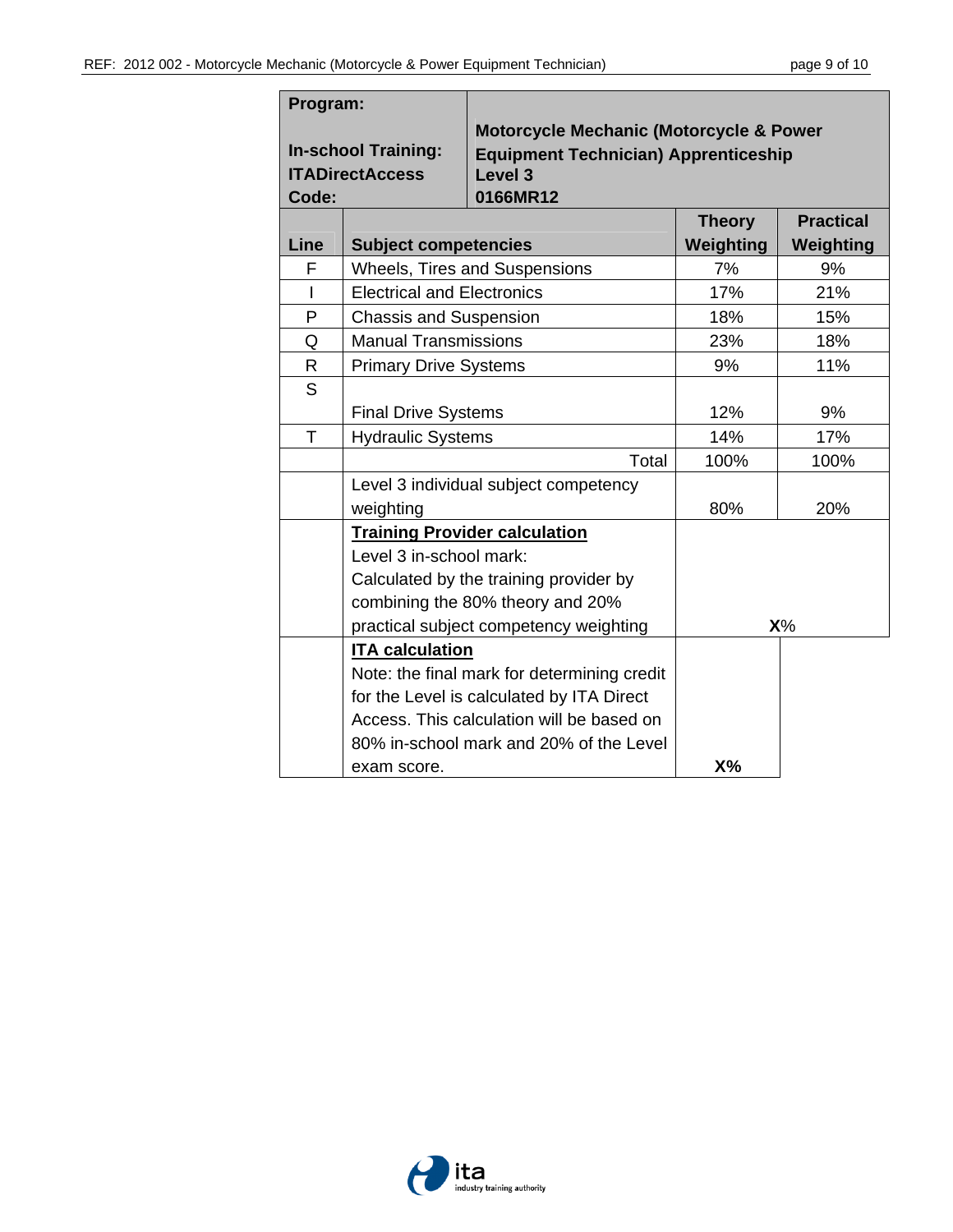| Program:<br><br>In-school Training:<br>ITADirectAccess<br>Code: | Motorcycle Mechanic (Motorcycle & Power Equipment Technician) Apprenticeship<br>Level 3<br>0166MR12 | | |
|---|---|---|---|
| **Line** | **Subject competencies** | **Theory Weighting** | **Practical Weighting** |
| F | Wheels, Tires and Suspensions | 7% | 9% |
| I | Electrical and Electronics | 17% | 21% |
| P | Chassis and Suspension | 18% | 15% |
| Q | Manual Transmissions | 23% | 18% |
| R | Primary Drive Systems | 9% | 11% |
| S | Final Drive Systems | 12% | 9% |
| T | Hydraulic Systems | 14% | 17% |
| | Total | 100% | 100% |
| | Level 3 individual subject competency weighting | 80% | 20% |
| | **Training Provider calculation**<br>Level 3 in-school mark:<br>Calculated by the training provider by combining the 80% theory and 20% practical subject competency weighting | **X**% | |
| | **ITA calculation**<br>Note: the final mark for determining credit for the Level is calculated by ITA Direct Access. This calculation will be based on 80% in-school mark and 20% of the Level exam score. | **X%** | |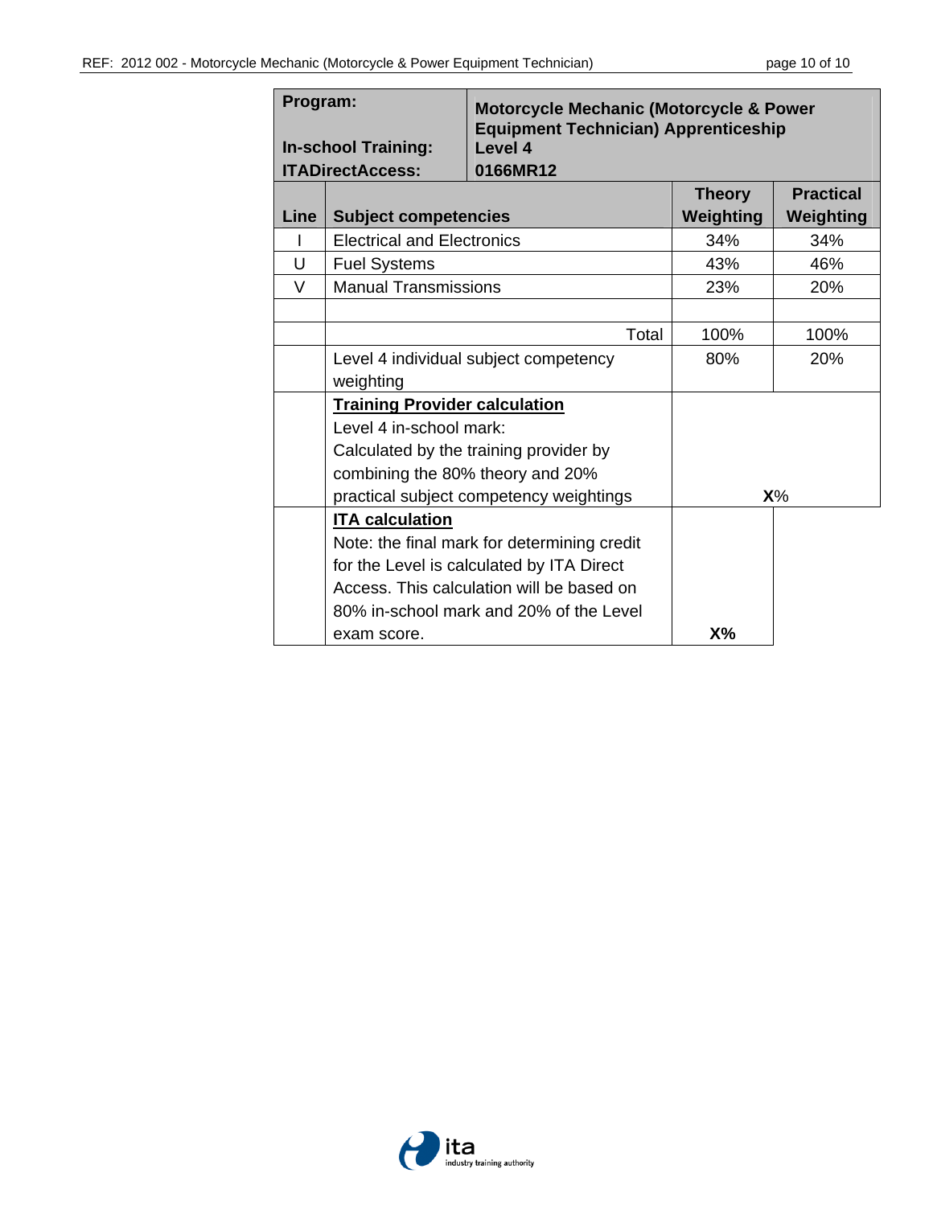| Program: In-school Training: ITADirectAccess: | Motorcycle Mechanic (Motorcycle & Power Equipment Technician) Apprenticeship Level 4 0166MR12 | | |
|---|---|---|---|
| **Line** | **Subject competencies** | **Theory Weighting** | **Practical Weighting** |
| I | Electrical and Electronics | 34% | 34% |
| U | Fuel Systems | 43% | 46% |
| V | Manual Transmissions | 23% | 20% |
| | | | |
| | Total | 100% | 100% |
| | Level 4 individual subject competency weighting | 80% | 20% |
| | **Training Provider calculation** Level 4 in-school mark: Calculated by the training provider by combining the 80% theory and 20% practical subject competency weightings | **X**% | |
| | **ITA calculation** Note: the final mark for determining credit for the Level is calculated by ITA Direct Access. This calculation will be based on 80% in-school mark and 20% of the Level exam score. | **X%** | |